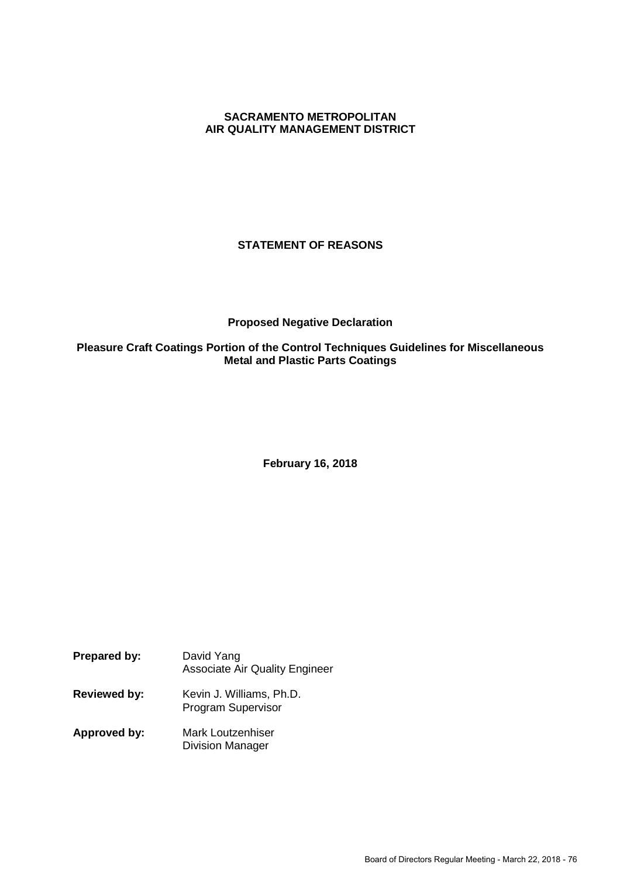# SACRAMENTO METROPOLITAN AIR QUALITY MANAGEMENT DISTRICT

## STATEMENT OF REASONS

### Proposed Negative Declaration

### Pleasure Craft Coatings Portion of the Control Techniques Guidelines for Miscellaneous Metal and Plastic Parts Coatings

**February 16, 2018**

**Prepared by:** David Yang
Associate Air Quality Engineer

**Reviewed by:** Kevin J. Williams, Ph.D.
Program Supervisor

**Approved by:** Mark Loutzenhiser
Division Manager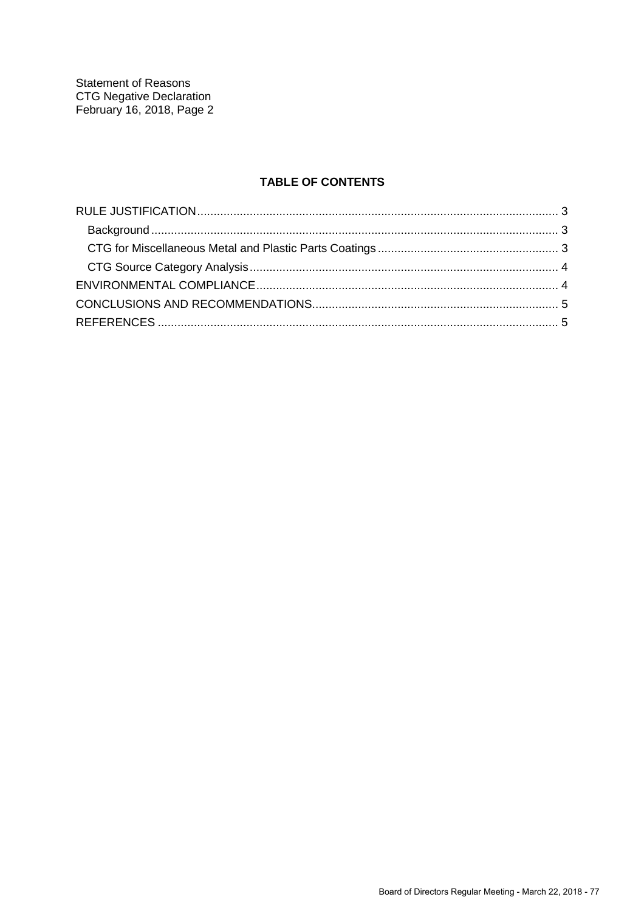**TABLE OF CONTENTS**

RULE JUSTIFICATION ........................................................................................................... 3
- Background ......................................................................................................................... 3
- CTG for Miscellaneous Metal and Plastic Parts Coatings ..................................................... 3
- CTG Source Category Analysis ............................................................................................ 4

ENVIRONMENTAL COMPLIANCE .......................................................................................... 4

CONCLUSIONS AND RECOMMENDATIONS.......................................................................... 5

REFERENCES ......................................................................................................................... 5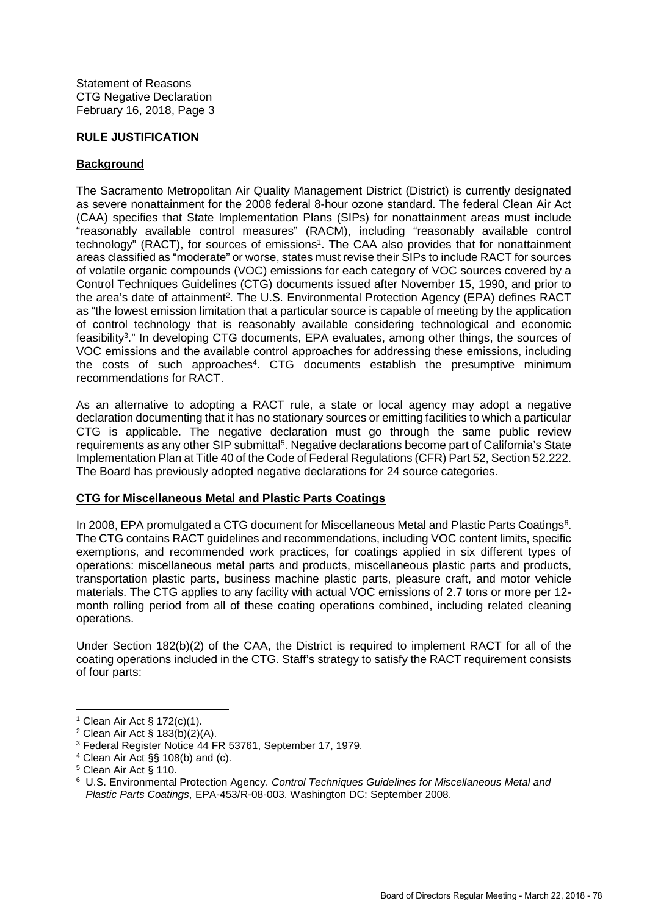## RULE JUSTIFICATION

### Background

The Sacramento Metropolitan Air Quality Management District (District) is currently designated as severe nonattainment for the 2008 federal 8-hour ozone standard. The federal Clean Air Act (CAA) specifies that State Implementation Plans (SIPs) for nonattainment areas must include "reasonably available control measures" (RACM), including "reasonably available control technology" (RACT), for sources of emissions[1]. The CAA also provides that for nonattainment areas classified as "moderate" or worse, states must revise their SIPs to include RACT for sources of volatile organic compounds (VOC) emissions for each category of VOC sources covered by a Control Techniques Guidelines (CTG) documents issued after November 15, 1990, and prior to the area's date of attainment[2]. The U.S. Environmental Protection Agency (EPA) defines RACT as "the lowest emission limitation that a particular source is capable of meeting by the application of control technology that is reasonably available considering technological and economic feasibility[3]." In developing CTG documents, EPA evaluates, among other things, the sources of VOC emissions and the available control approaches for addressing these emissions, including the costs of such approaches[4]. CTG documents establish the presumptive minimum recommendations for RACT.

As an alternative to adopting a RACT rule, a state or local agency may adopt a negative declaration documenting that it has no stationary sources or emitting facilities to which a particular CTG is applicable. The negative declaration must go through the same public review requirements as any other SIP submittal[5]. Negative declarations become part of California's State Implementation Plan at Title 40 of the Code of Federal Regulations (CFR) Part 52, Section 52.222. The Board has previously adopted negative declarations for 24 source categories.

### CTG for Miscellaneous Metal and Plastic Parts Coatings

In 2008, EPA promulgated a CTG document for Miscellaneous Metal and Plastic Parts Coatings[6]. The CTG contains RACT guidelines and recommendations, including VOC content limits, specific exemptions, and recommended work practices, for coatings applied in six different types of operations: miscellaneous metal parts and products, miscellaneous plastic parts and products, transportation plastic parts, business machine plastic parts, pleasure craft, and motor vehicle materials. The CTG applies to any facility with actual VOC emissions of 2.7 tons or more per 12-month rolling period from all of these coating operations combined, including related cleaning operations.

Under Section 182(b)(2) of the CAA, the District is required to implement RACT for all of the coating operations included in the CTG. Staff's strategy to satisfy the RACT requirement consists of four parts:

---

[1] Clean Air Act § 172(c)(1).

[2] Clean Air Act § 183(b)(2)(A).

[3] Federal Register Notice 44 FR 53761, September 17, 1979.

[4] Clean Air Act §§ 108(b) and (c).

[5] Clean Air Act § 110.

[6] U.S. Environmental Protection Agency. *Control Techniques Guidelines for Miscellaneous Metal and Plastic Parts Coatings*, EPA-453/R-08-003. Washington DC: September 2008.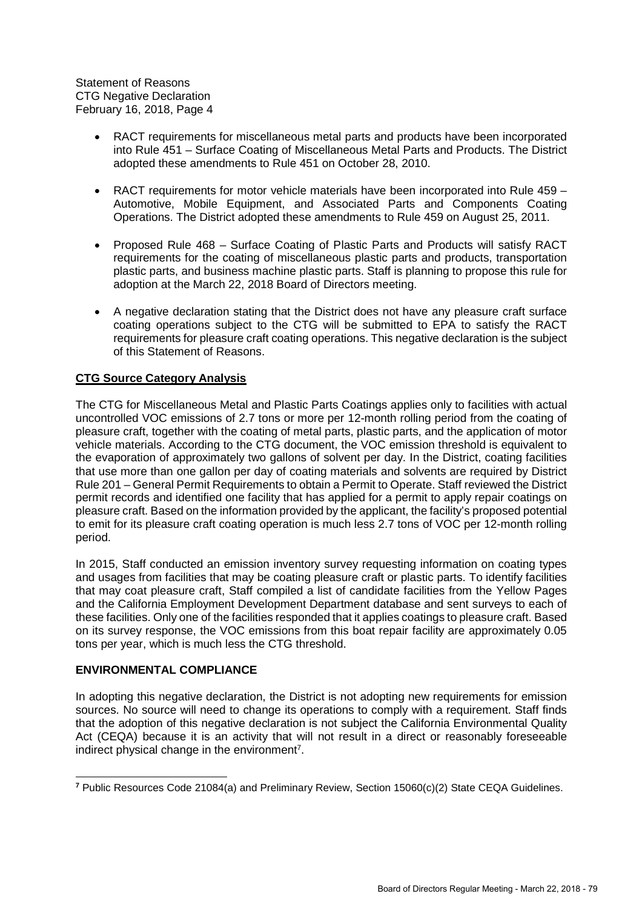- RACT requirements for miscellaneous metal parts and products have been incorporated into Rule 451 – Surface Coating of Miscellaneous Metal Parts and Products. The District adopted these amendments to Rule 451 on October 28, 2010.

- RACT requirements for motor vehicle materials have been incorporated into Rule 459 – Automotive, Mobile Equipment, and Associated Parts and Components Coating Operations. The District adopted these amendments to Rule 459 on August 25, 2011.

- Proposed Rule 468 – Surface Coating of Plastic Parts and Products will satisfy RACT requirements for the coating of miscellaneous plastic parts and products, transportation plastic parts, and business machine plastic parts. Staff is planning to propose this rule for adoption at the March 22, 2018 Board of Directors meeting.

- A negative declaration stating that the District does not have any pleasure craft surface coating operations subject to the CTG will be submitted to EPA to satisfy the RACT requirements for pleasure craft coating operations. This negative declaration is the subject of this Statement of Reasons.

## CTG Source Category Analysis

The CTG for Miscellaneous Metal and Plastic Parts Coatings applies only to facilities with actual uncontrolled VOC emissions of 2.7 tons or more per 12-month rolling period from the coating of pleasure craft, together with the coating of metal parts, plastic parts, and the application of motor vehicle materials. According to the CTG document, the VOC emission threshold is equivalent to the evaporation of approximately two gallons of solvent per day. In the District, coating facilities that use more than one gallon per day of coating materials and solvents are required by District Rule 201 – General Permit Requirements to obtain a Permit to Operate. Staff reviewed the District permit records and identified one facility that has applied for a permit to apply repair coatings on pleasure craft. Based on the information provided by the applicant, the facility's proposed potential to emit for its pleasure craft coating operation is much less 2.7 tons of VOC per 12-month rolling period.

In 2015, Staff conducted an emission inventory survey requesting information on coating types and usages from facilities that may be coating pleasure craft or plastic parts. To identify facilities that may coat pleasure craft, Staff compiled a list of candidate facilities from the Yellow Pages and the California Employment Development Department database and sent surveys to each of these facilities. Only one of the facilities responded that it applies coatings to pleasure craft. Based on its survey response, the VOC emissions from this boat repair facility are approximately 0.05 tons per year, which is much less the CTG threshold.

## ENVIRONMENTAL COMPLIANCE

In adopting this negative declaration, the District is not adopting new requirements for emission sources. No source will need to change its operations to comply with a requirement. Staff finds that the adoption of this negative declaration is not subject the California Environmental Quality Act (CEQA) because it is an activity that will not result in a direct or reasonably foreseeable indirect physical change in the environment[7].

[7] Public Resources Code 21084(a) and Preliminary Review, Section 15060(c)(2) State CEQA Guidelines.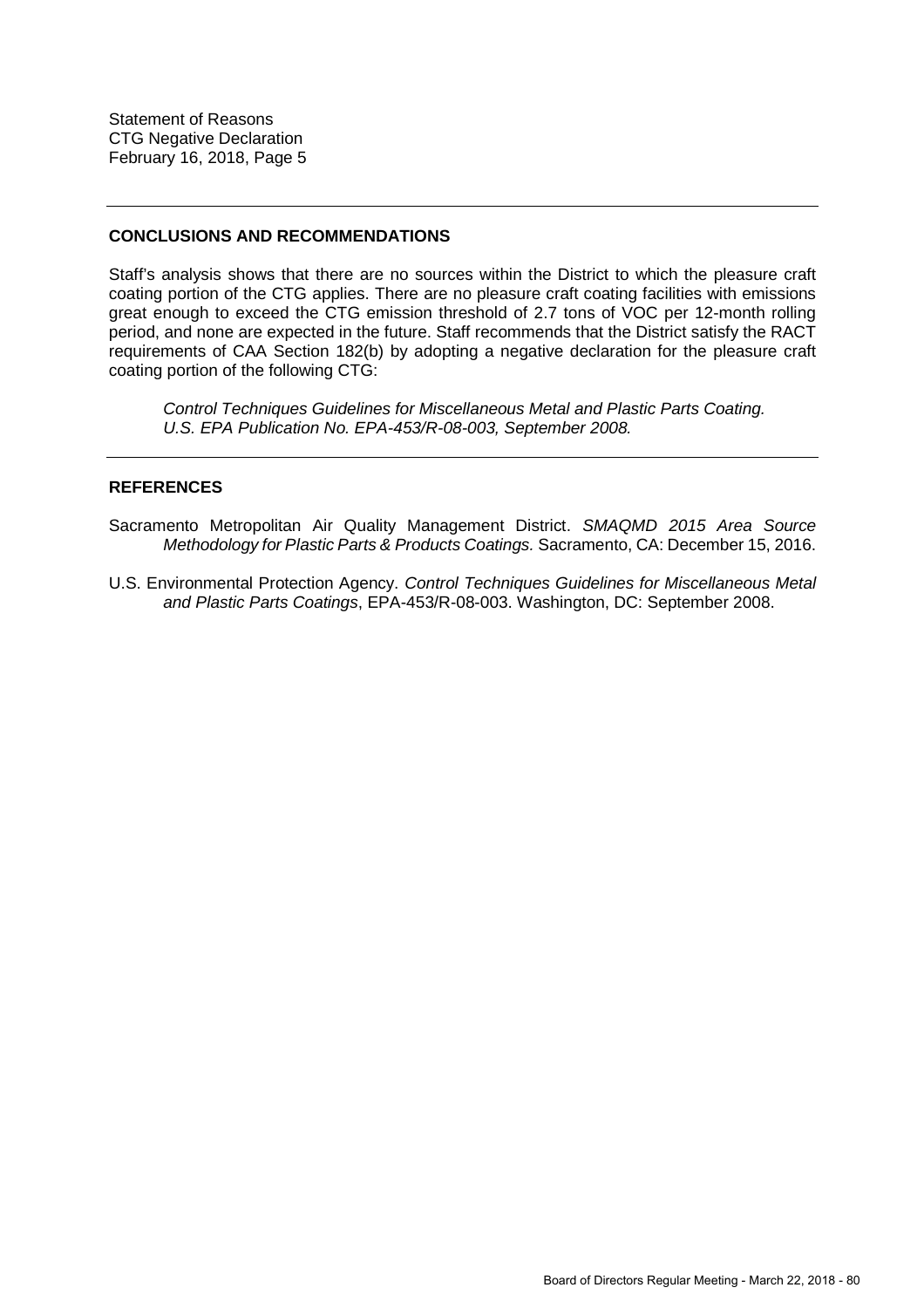## CONCLUSIONS AND RECOMMENDATIONS

Staff's analysis shows that there are no sources within the District to which the pleasure craft coating portion of the CTG applies. There are no pleasure craft coating facilities with emissions great enough to exceed the CTG emission threshold of 2.7 tons of VOC per 12-month rolling period, and none are expected in the future. Staff recommends that the District satisfy the RACT requirements of CAA Section 182(b) by adopting a negative declaration for the pleasure craft coating portion of the following CTG:

*Control Techniques Guidelines for Miscellaneous Metal and Plastic Parts Coating. U.S. EPA Publication No. EPA-453/R-08-003, September 2008.*

## REFERENCES

Sacramento Metropolitan Air Quality Management District. *SMAQMD 2015 Area Source Methodology for Plastic Parts & Products Coatings.* Sacramento, CA: December 15, 2016.

U.S. Environmental Protection Agency. *Control Techniques Guidelines for Miscellaneous Metal and Plastic Parts Coatings*, EPA-453/R-08-003. Washington, DC: September 2008.